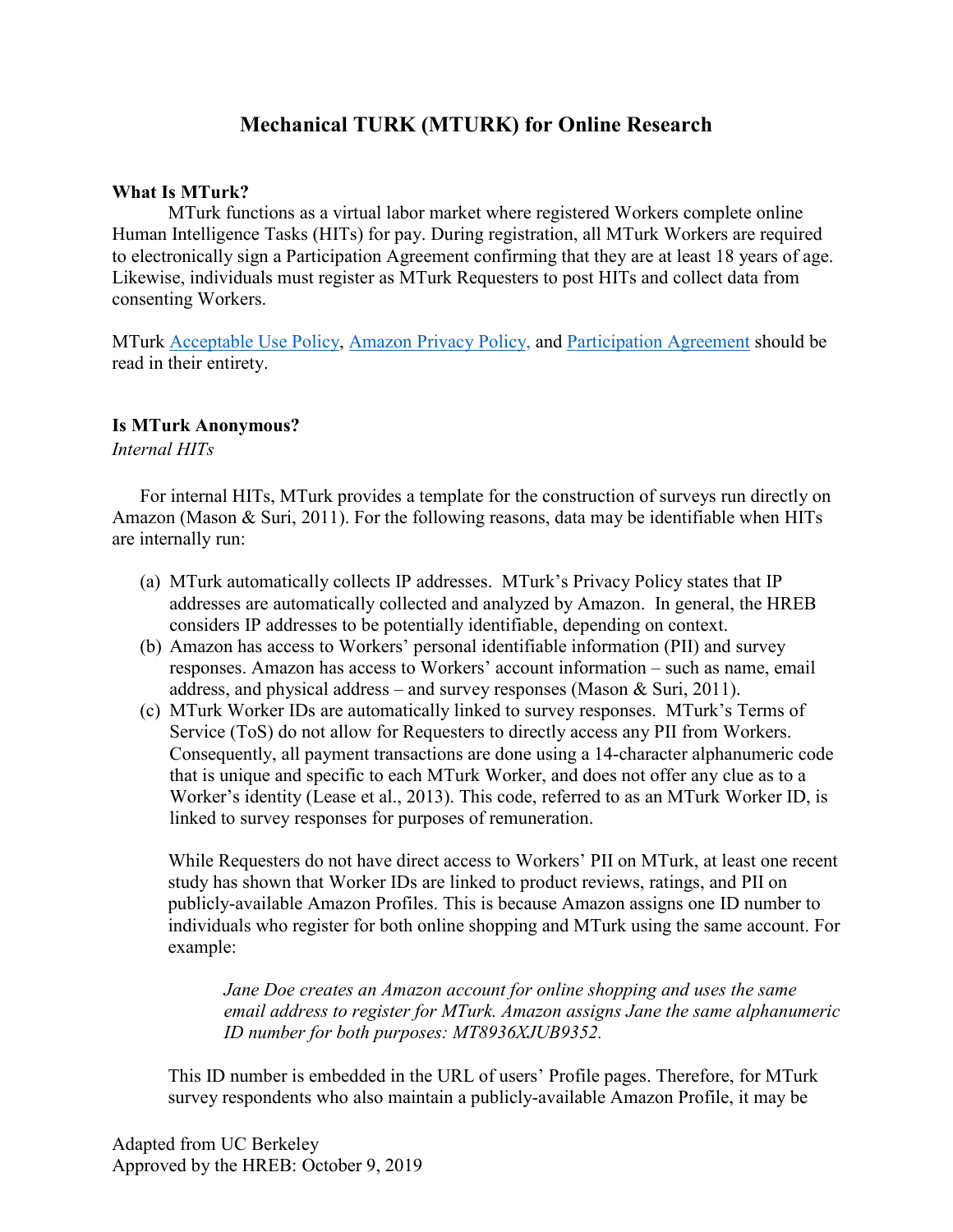# Mechanical TURK (MTURK) for Online Research

**What Is MTurk?**

MTurk functions as a virtual labor market where registered Workers complete online Human Intelligence Tasks (HITs) for pay. During registration, all MTurk Workers are required to electronically sign a Participation Agreement confirming that they are at least 18 years of age. Likewise, individuals must register as MTurk Requesters to post HITs and collect data from consenting Workers.

MTurk Acceptable Use Policy, Amazon Privacy Policy, and Participation Agreement should be read in their entirety.

**Is MTurk Anonymous?**

*Internal HITs*

For internal HITs, MTurk provides a template for the construction of surveys run directly on Amazon (Mason & Suri, 2011). For the following reasons, data may be identifiable when HITs are internally run:

(a) MTurk automatically collects IP addresses. MTurk's Privacy Policy states that IP addresses are automatically collected and analyzed by Amazon. In general, the HREB considers IP addresses to be potentially identifiable, depending on context.

(b) Amazon has access to Workers' personal identifiable information (PII) and survey responses. Amazon has access to Workers' account information – such as name, email address, and physical address – and survey responses (Mason & Suri, 2011).

(c) MTurk Worker IDs are automatically linked to survey responses. MTurk's Terms of Service (ToS) do not allow for Requesters to directly access any PII from Workers. Consequently, all payment transactions are done using a 14-character alphanumeric code that is unique and specific to each MTurk Worker, and does not offer any clue as to a Worker's identity (Lease et al., 2013). This code, referred to as an MTurk Worker ID, is linked to survey responses for purposes of remuneration.

While Requesters do not have direct access to Workers' PII on MTurk, at least one recent study has shown that Worker IDs are linked to product reviews, ratings, and PII on publicly-available Amazon Profiles. This is because Amazon assigns one ID number to individuals who register for both online shopping and MTurk using the same account. For example:

> *Jane Doe creates an Amazon account for online shopping and uses the same email address to register for MTurk. Amazon assigns Jane the same alphanumeric ID number for both purposes: MT8936XJUB9352.*

This ID number is embedded in the URL of users' Profile pages. Therefore, for MTurk survey respondents who also maintain a publicly-available Amazon Profile, it may be

Adapted from UC Berkeley
Approved by the HREB: October 9, 2019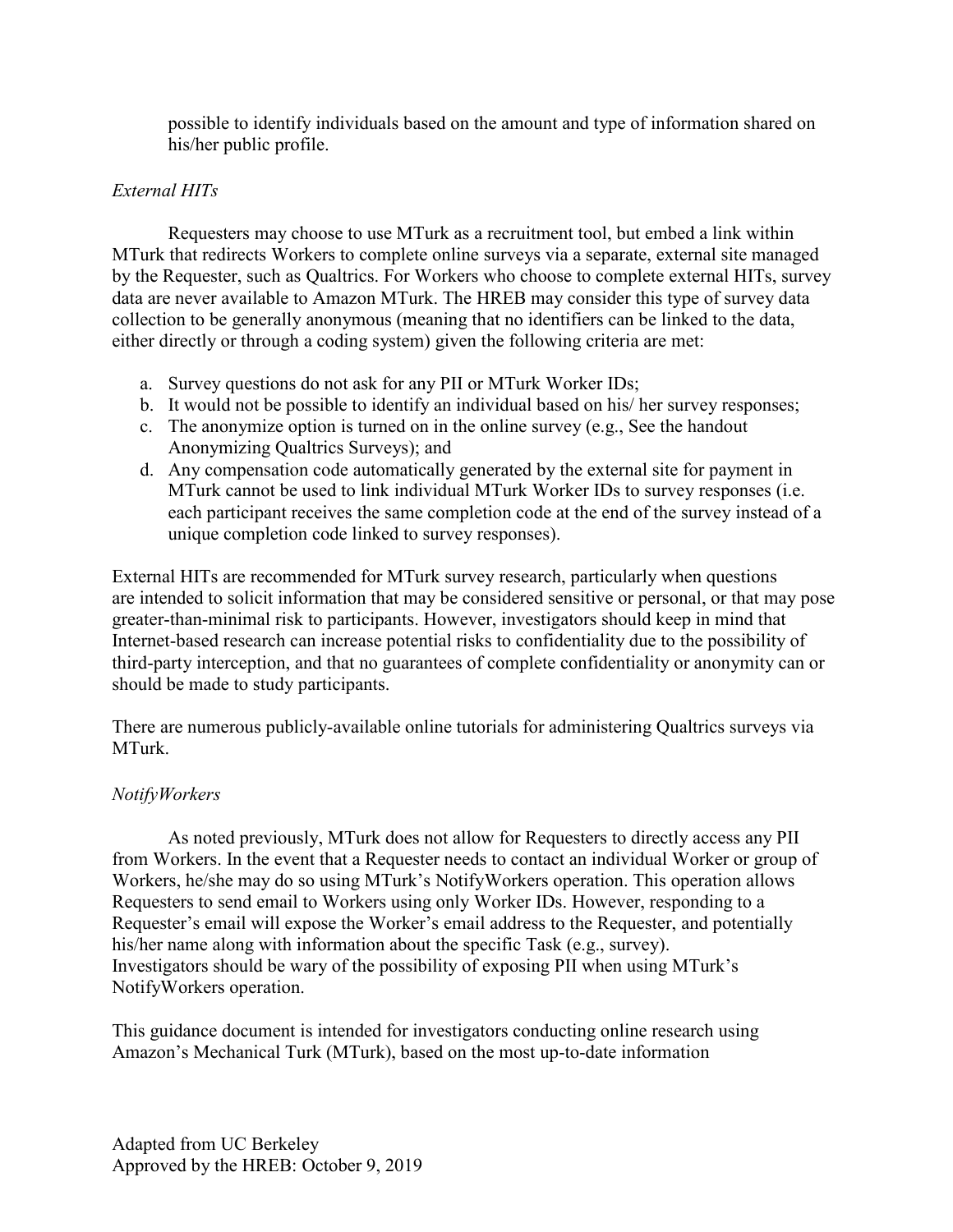possible to identify individuals based on the amount and type of information shared on his/her public profile.

*External HITs*

Requesters may choose to use MTurk as a recruitment tool, but embed a link within MTurk that redirects Workers to complete online surveys via a separate, external site managed by the Requester, such as Qualtrics. For Workers who choose to complete external HITs, survey data are never available to Amazon MTurk. The HREB may consider this type of survey data collection to be generally anonymous (meaning that no identifiers can be linked to the data, either directly or through a coding system) given the following criteria are met:

a. Survey questions do not ask for any PII or MTurk Worker IDs;
b. It would not be possible to identify an individual based on his/ her survey responses;
c. The anonymize option is turned on in the online survey (e.g., See the handout Anonymizing Qualtrics Surveys); and
d. Any compensation code automatically generated by the external site for payment in MTurk cannot be used to link individual MTurk Worker IDs to survey responses (i.e. each participant receives the same completion code at the end of the survey instead of a unique completion code linked to survey responses).

External HITs are recommended for MTurk survey research, particularly when questions are intended to solicit information that may be considered sensitive or personal, or that may pose greater-than-minimal risk to participants. However, investigators should keep in mind that Internet-based research can increase potential risks to confidentiality due to the possibility of third-party interception, and that no guarantees of complete confidentiality or anonymity can or should be made to study participants.

There are numerous publicly-available online tutorials for administering Qualtrics surveys via MTurk.

*NotifyWorkers*

As noted previously, MTurk does not allow for Requesters to directly access any PII from Workers. In the event that a Requester needs to contact an individual Worker or group of Workers, he/she may do so using MTurk's NotifyWorkers operation. This operation allows Requesters to send email to Workers using only Worker IDs. However, responding to a Requester's email will expose the Worker's email address to the Requester, and potentially his/her name along with information about the specific Task (e.g., survey). Investigators should be wary of the possibility of exposing PII when using MTurk's NotifyWorkers operation.

This guidance document is intended for investigators conducting online research using Amazon's Mechanical Turk (MTurk), based on the most up-to-date information

Adapted from UC Berkeley
Approved by the HREB: October 9, 2019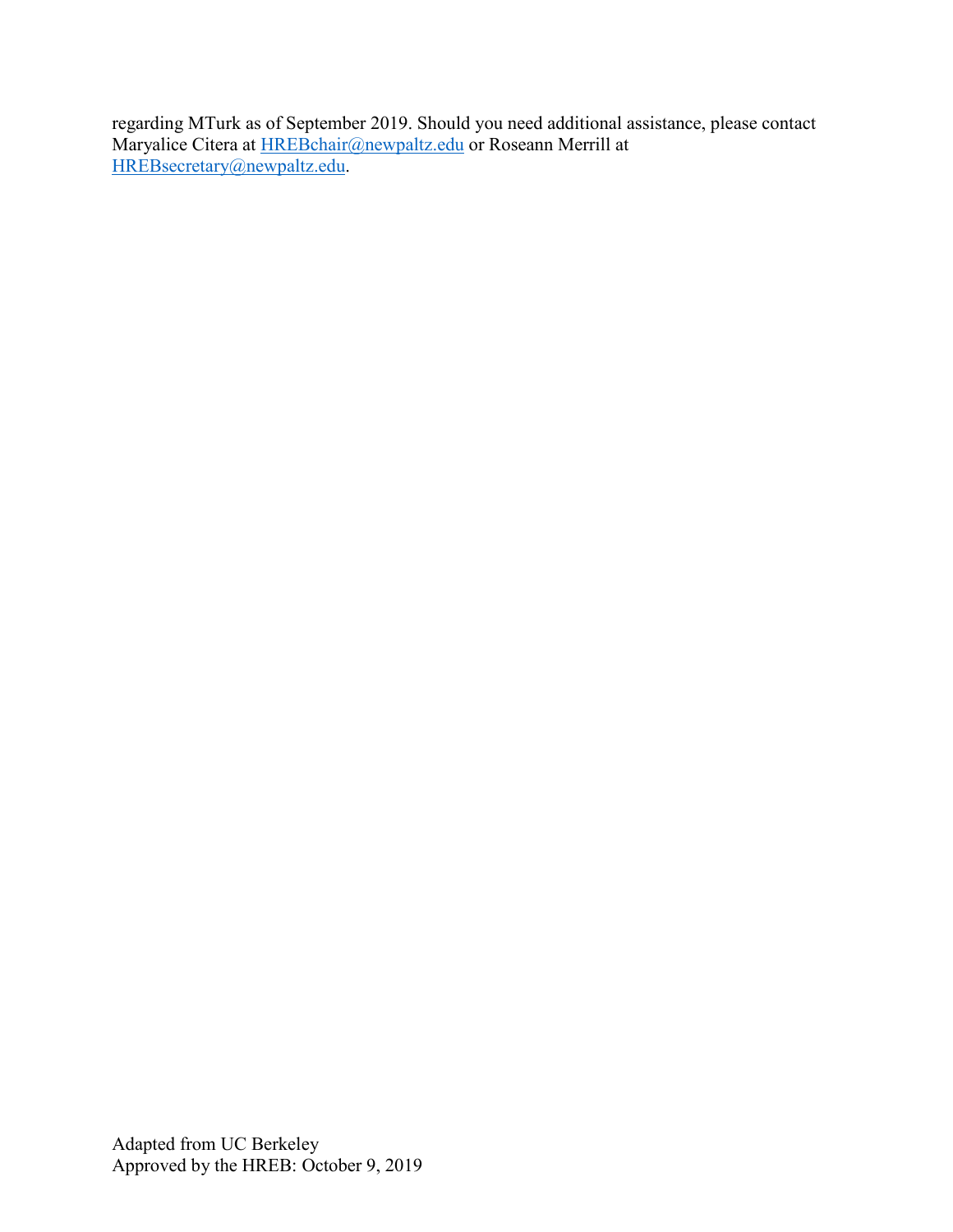regarding MTurk as of September 2019. Should you need additional assistance, please contact Maryalice Citera at HREBchair@newpaltz.edu or Roseann Merrill at HREBsecretary@newpaltz.edu.

Adapted from UC Berkeley
Approved by the HREB: October 9, 2019